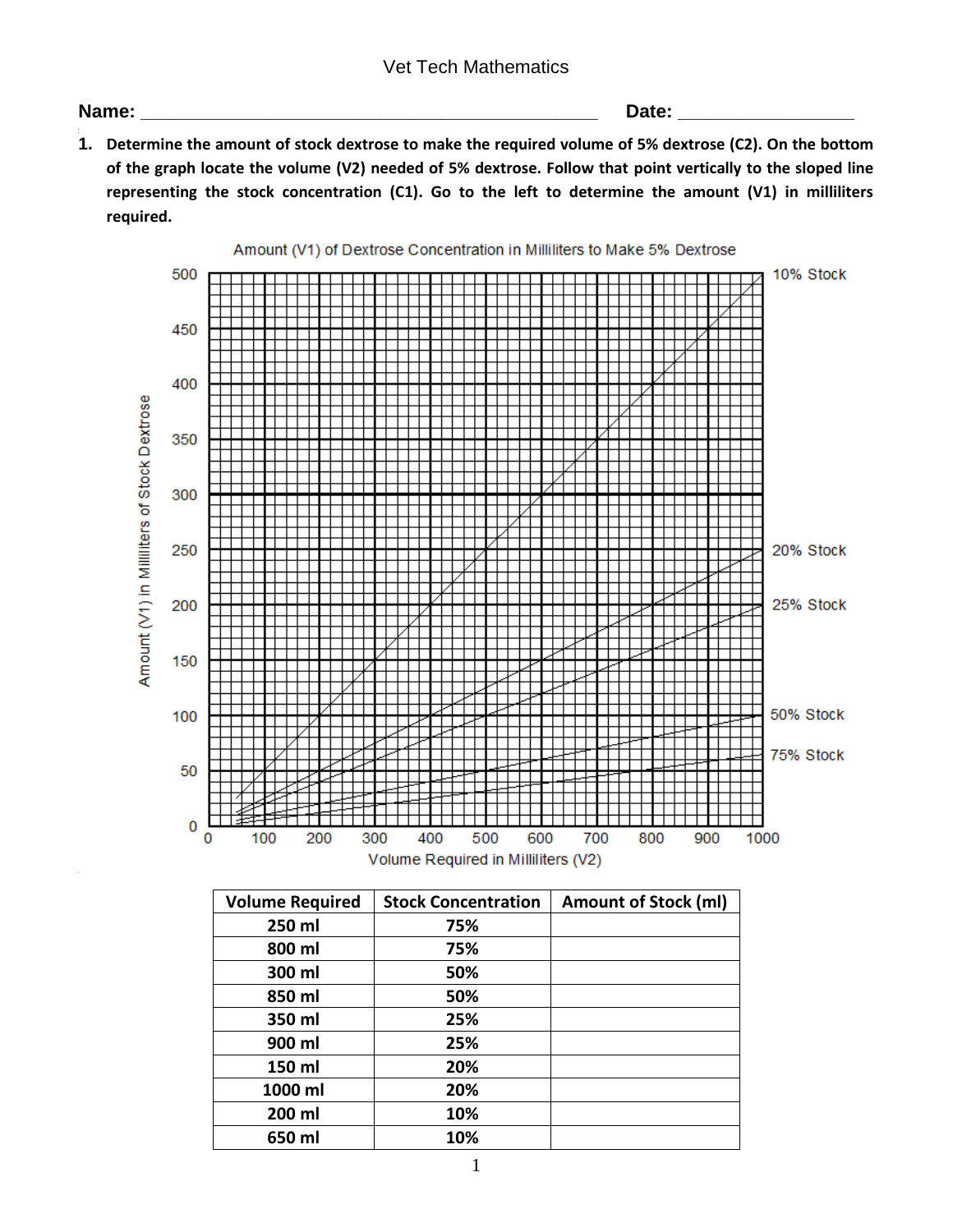Vet Tech Mathematics

**Name:** ______________________________________________ **Date:** _________________

1. **Determine the amount of stock dextrose to make the required volume of 5% dextrose (C2). On the bottom of the graph locate the volume (V2) needed of 5% dextrose. Follow that point vertically to the sloped line representing the stock concentration (C1). Go to the left to determine the amount (V1) in milliliters required.**

Amount (V1) of Dextrose Concentration in Milliliters to Make 5% Dextrose

Amount (V1) in Milliliters of Stock Dextrose

500
450
400
350
300
250
200
150
100
50
0

0 100 200 300 400 500 600 700 800 900 1000

Volume Required in Milliliters (V2)

10% Stock
20% Stock
25% Stock
50% Stock
75% Stock

| Volume Required | Stock Concentration | Amount of Stock (ml) |
|---|---|---|
| 250 ml | 75% | |
| 800 ml | 75% | |
| 300 ml | 50% | |
| 850 ml | 50% | |
| 350 ml | 25% | |
| 900 ml | 25% | |
| 150 ml | 20% | |
| 1000 ml | 20% | |
| 200 ml | 10% | |
| 650 ml | 10% | |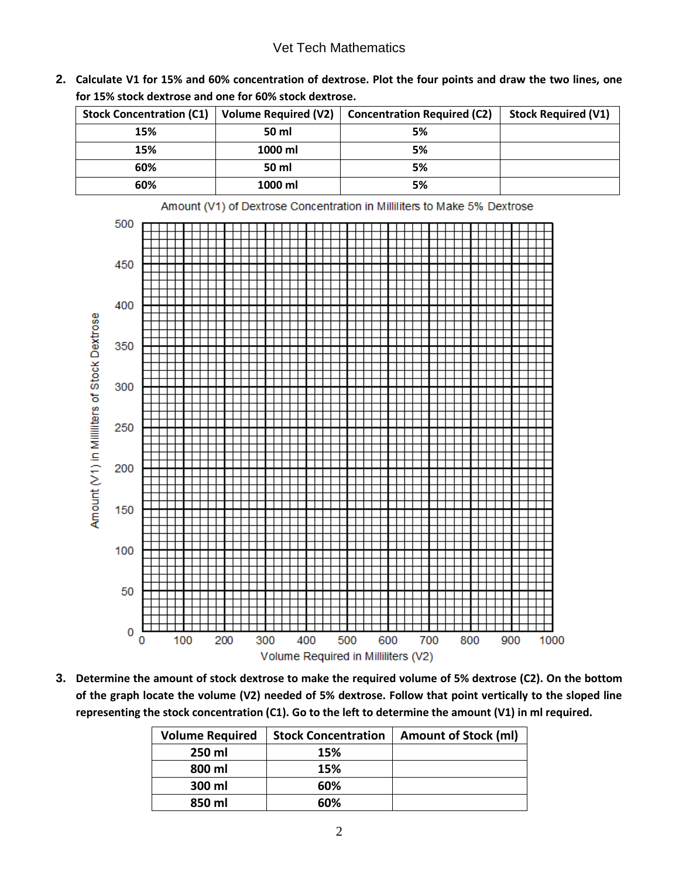2. **Calculate V1 for 15% and 60% concentration of dextrose. Plot the four points and draw the two lines, one for 15% stock dextrose and one for 60% stock dextrose.**

| Stock Concentration (C1) | Volume Required (V2) | Concentration Required (C2) | Stock Required (V1) |
|---|---|---|---|
| 15% | 50 ml | 5% | |
| 15% | 1000 ml | 5% | |
| 60% | 50 ml | 5% | |
| 60% | 1000 ml | 5% | |

Amount (V1) of Dextrose Concentration in Milliliters to Make 5% Dextrose

Amount (V1) in Milliliters of Stock Dextrose

500
450
400
350
300
250
200
150
100
50
0

0 100 200 300 400 500 600 700 800 900 1000

Volume Required in Milliliters (V2)

3. **Determine the amount of stock dextrose to make the required volume of 5% dextrose (C2). On the bottom of the graph locate the volume (V2) needed of 5% dextrose. Follow that point vertically to the sloped line representing the stock concentration (C1). Go to the left to determine the amount (V1) in ml required.**

| Volume Required | Stock Concentration | Amount of Stock (ml) |
|---|---|---|
| 250 ml | 15% | |
| 800 ml | 15% | |
| 300 ml | 60% | |
| 850 ml | 60% | |